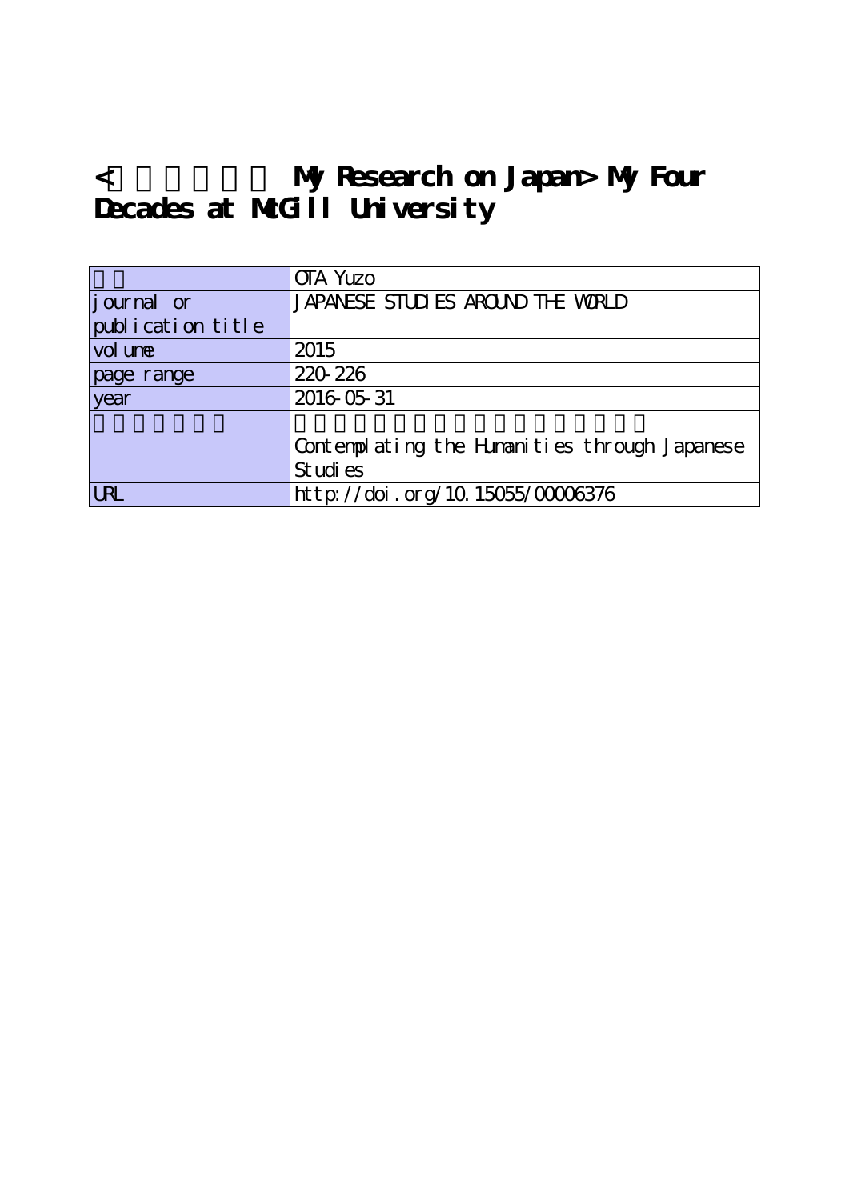# < My Research on Japan> My Four Decades at McGill University

| | |
|---|---|
| | OTA Yuzo |
| journal or publication title | JAPANESE STUDIES AROUND THE WORLD |
| volume | 2015 |
| page range | 220-226 |
| year | 2016-05-31 |
| | Contemplating the Humanities through Japanese Studies |
| URL | http://doi.org/10.15055/00006376 |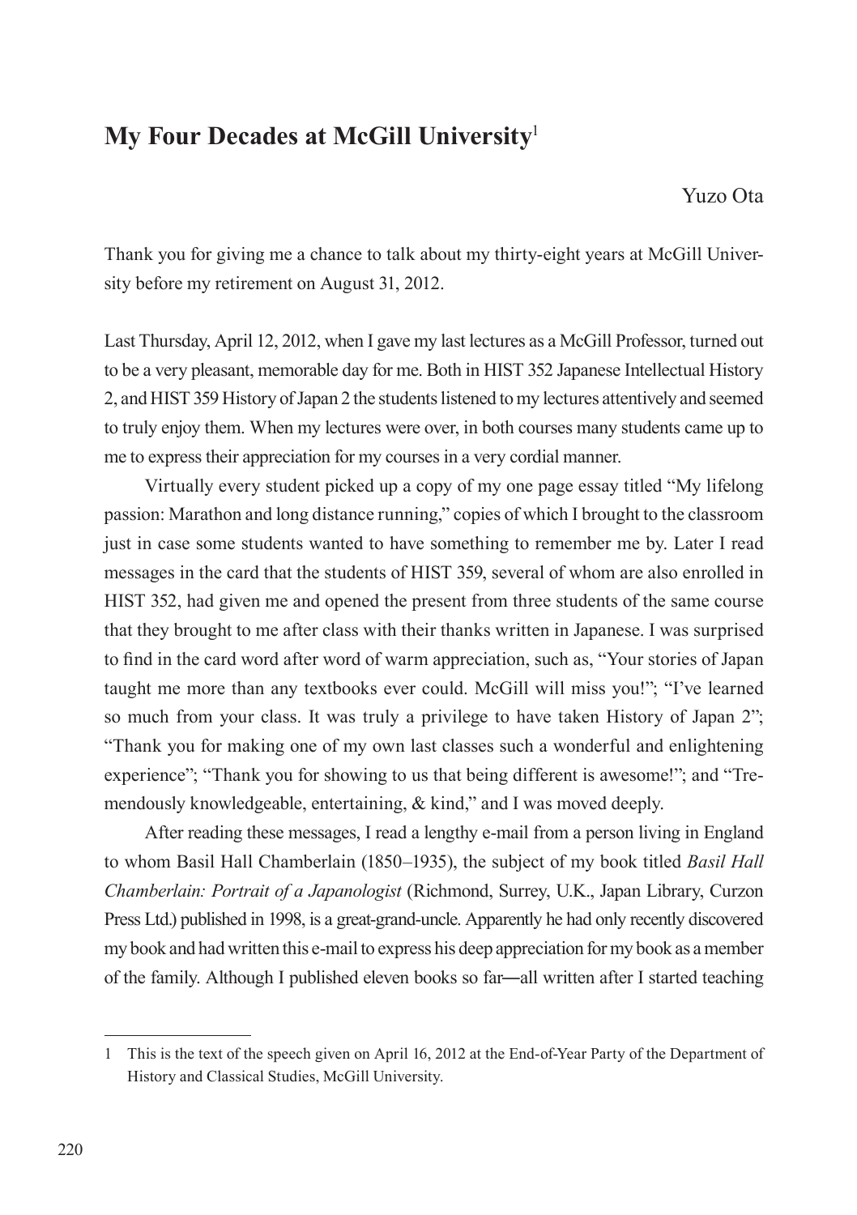# My Four Decades at McGill University[1]

Yuzo Ota

Thank you for giving me a chance to talk about my thirty-eight years at McGill University before my retirement on August 31, 2012.

Last Thursday, April 12, 2012, when I gave my last lectures as a McGill Professor, turned out to be a very pleasant, memorable day for me. Both in HIST 352 Japanese Intellectual History 2, and HIST 359 History of Japan 2 the students listened to my lectures attentively and seemed to truly enjoy them. When my lectures were over, in both courses many students came up to me to express their appreciation for my courses in a very cordial manner.

Virtually every student picked up a copy of my one page essay titled "My lifelong passion: Marathon and long distance running," copies of which I brought to the classroom just in case some students wanted to have something to remember me by. Later I read messages in the card that the students of HIST 359, several of whom are also enrolled in HIST 352, had given me and opened the present from three students of the same course that they brought to me after class with their thanks written in Japanese. I was surprised to find in the card word after word of warm appreciation, such as, "Your stories of Japan taught me more than any textbooks ever could. McGill will miss you!"; "I've learned so much from your class. It was truly a privilege to have taken History of Japan 2"; "Thank you for making one of my own last classes such a wonderful and enlightening experience"; "Thank you for showing to us that being different is awesome!"; and "Tremendously knowledgeable, entertaining, & kind," and I was moved deeply.

After reading these messages, I read a lengthy e-mail from a person living in England to whom Basil Hall Chamberlain (1850–1935), the subject of my book titled *Basil Hall Chamberlain: Portrait of a Japanologist* (Richmond, Surrey, U.K., Japan Library, Curzon Press Ltd.) published in 1998, is a great-grand-uncle. Apparently he had only recently discovered my book and had written this e-mail to express his deep appreciation for my book as a member of the family. Although I published eleven books so far—all written after I started teaching

---

1 This is the text of the speech given on April 16, 2012 at the End-of-Year Party of the Department of History and Classical Studies, McGill University.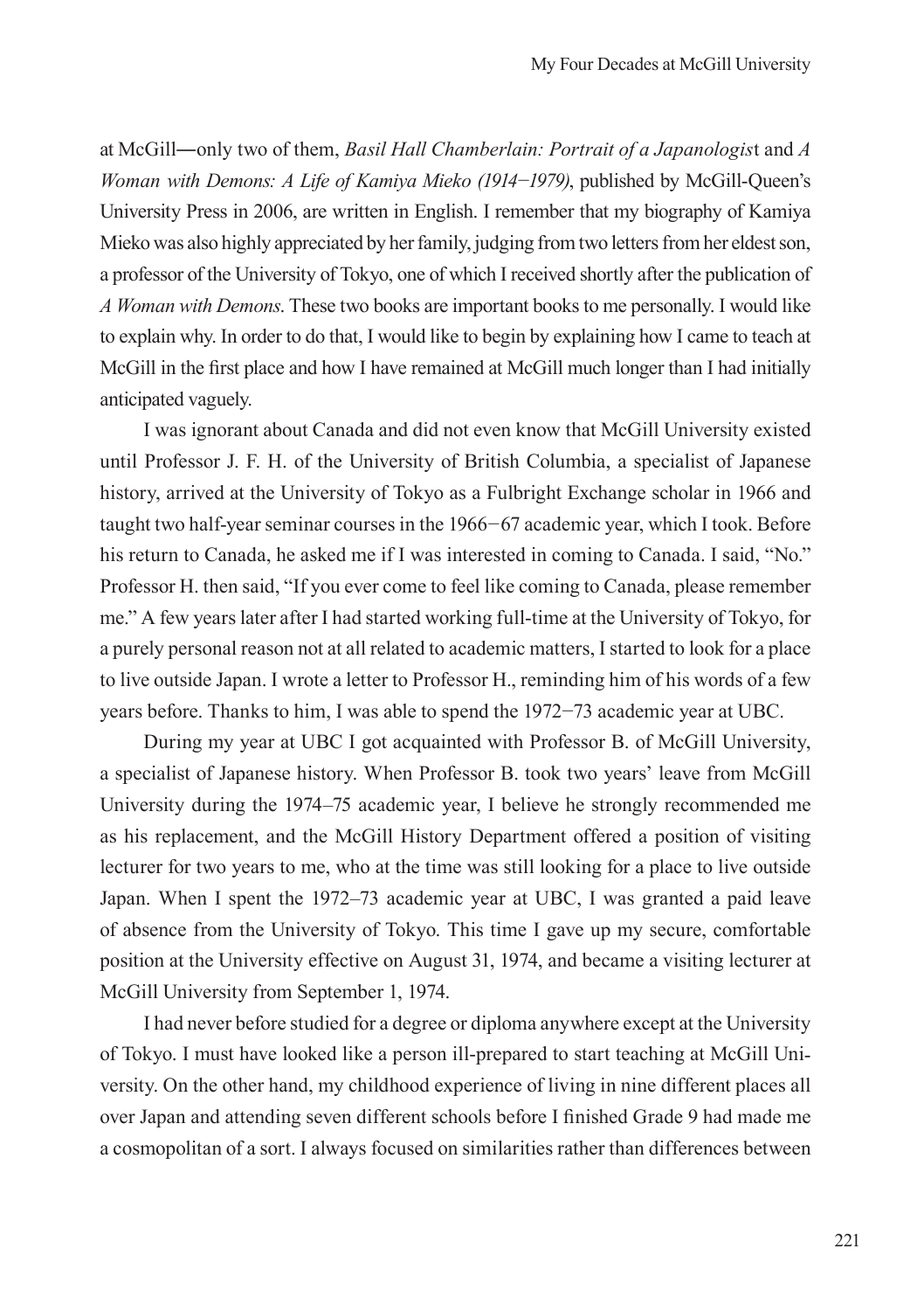at McGill—only two of them, *Basil Hall Chamberlain: Portrait of a Japanologist* and *A Woman with Demons: A Life of Kamiya Mieko (1914−1979)*, published by McGill-Queen's University Press in 2006, are written in English. I remember that my biography of Kamiya Mieko was also highly appreciated by her family, judging from two letters from her eldest son, a professor of the University of Tokyo, one of which I received shortly after the publication of *A Woman with Demons*. These two books are important books to me personally. I would like to explain why. In order to do that, I would like to begin by explaining how I came to teach at McGill in the first place and how I have remained at McGill much longer than I had initially anticipated vaguely.

I was ignorant about Canada and did not even know that McGill University existed until Professor J. F. H. of the University of British Columbia, a specialist of Japanese history, arrived at the University of Tokyo as a Fulbright Exchange scholar in 1966 and taught two half-year seminar courses in the 1966−67 academic year, which I took. Before his return to Canada, he asked me if I was interested in coming to Canada. I said, "No." Professor H. then said, "If you ever come to feel like coming to Canada, please remember me." A few years later after I had started working full-time at the University of Tokyo, for a purely personal reason not at all related to academic matters, I started to look for a place to live outside Japan. I wrote a letter to Professor H., reminding him of his words of a few years before. Thanks to him, I was able to spend the 1972−73 academic year at UBC.

During my year at UBC I got acquainted with Professor B. of McGill University, a specialist of Japanese history. When Professor B. took two years' leave from McGill University during the 1974–75 academic year, I believe he strongly recommended me as his replacement, and the McGill History Department offered a position of visiting lecturer for two years to me, who at the time was still looking for a place to live outside Japan. When I spent the 1972–73 academic year at UBC, I was granted a paid leave of absence from the University of Tokyo. This time I gave up my secure, comfortable position at the University effective on August 31, 1974, and became a visiting lecturer at McGill University from September 1, 1974.

I had never before studied for a degree or diploma anywhere except at the University of Tokyo. I must have looked like a person ill-prepared to start teaching at McGill University. On the other hand, my childhood experience of living in nine different places all over Japan and attending seven different schools before I finished Grade 9 had made me a cosmopolitan of a sort. I always focused on similarities rather than differences between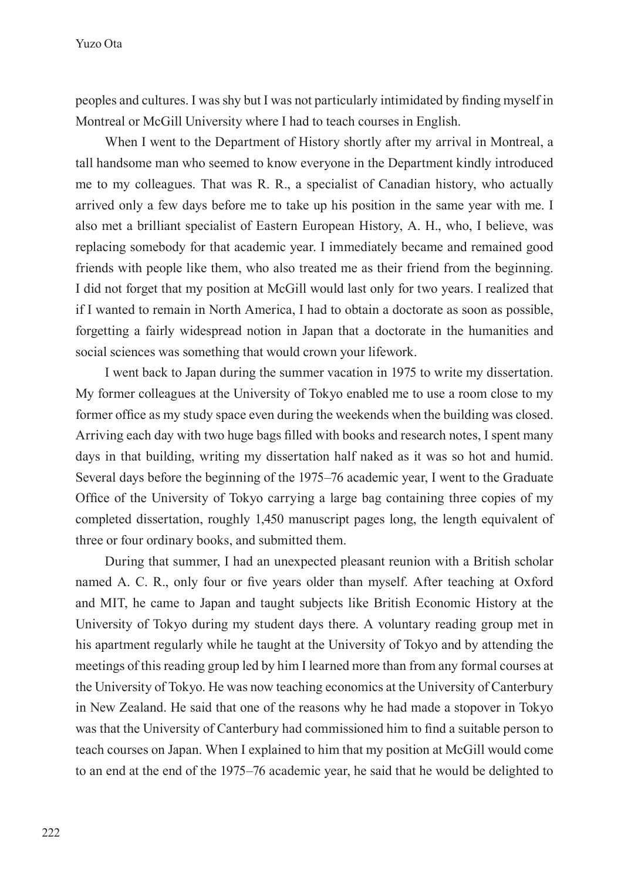peoples and cultures. I was shy but I was not particularly intimidated by finding myself in Montreal or McGill University where I had to teach courses in English.

When I went to the Department of History shortly after my arrival in Montreal, a tall handsome man who seemed to know everyone in the Department kindly introduced me to my colleagues. That was R. R., a specialist of Canadian history, who actually arrived only a few days before me to take up his position in the same year with me. I also met a brilliant specialist of Eastern European History, A. H., who, I believe, was replacing somebody for that academic year. I immediately became and remained good friends with people like them, who also treated me as their friend from the beginning. I did not forget that my position at McGill would last only for two years. I realized that if I wanted to remain in North America, I had to obtain a doctorate as soon as possible, forgetting a fairly widespread notion in Japan that a doctorate in the humanities and social sciences was something that would crown your lifework.

I went back to Japan during the summer vacation in 1975 to write my dissertation. My former colleagues at the University of Tokyo enabled me to use a room close to my former office as my study space even during the weekends when the building was closed. Arriving each day with two huge bags filled with books and research notes, I spent many days in that building, writing my dissertation half naked as it was so hot and humid. Several days before the beginning of the 1975–76 academic year, I went to the Graduate Office of the University of Tokyo carrying a large bag containing three copies of my completed dissertation, roughly 1,450 manuscript pages long, the length equivalent of three or four ordinary books, and submitted them.

During that summer, I had an unexpected pleasant reunion with a British scholar named A. C. R., only four or five years older than myself. After teaching at Oxford and MIT, he came to Japan and taught subjects like British Economic History at the University of Tokyo during my student days there. A voluntary reading group met in his apartment regularly while he taught at the University of Tokyo and by attending the meetings of this reading group led by him I learned more than from any formal courses at the University of Tokyo. He was now teaching economics at the University of Canterbury in New Zealand. He said that one of the reasons why he had made a stopover in Tokyo was that the University of Canterbury had commissioned him to find a suitable person to teach courses on Japan. When I explained to him that my position at McGill would come to an end at the end of the 1975–76 academic year, he said that he would be delighted to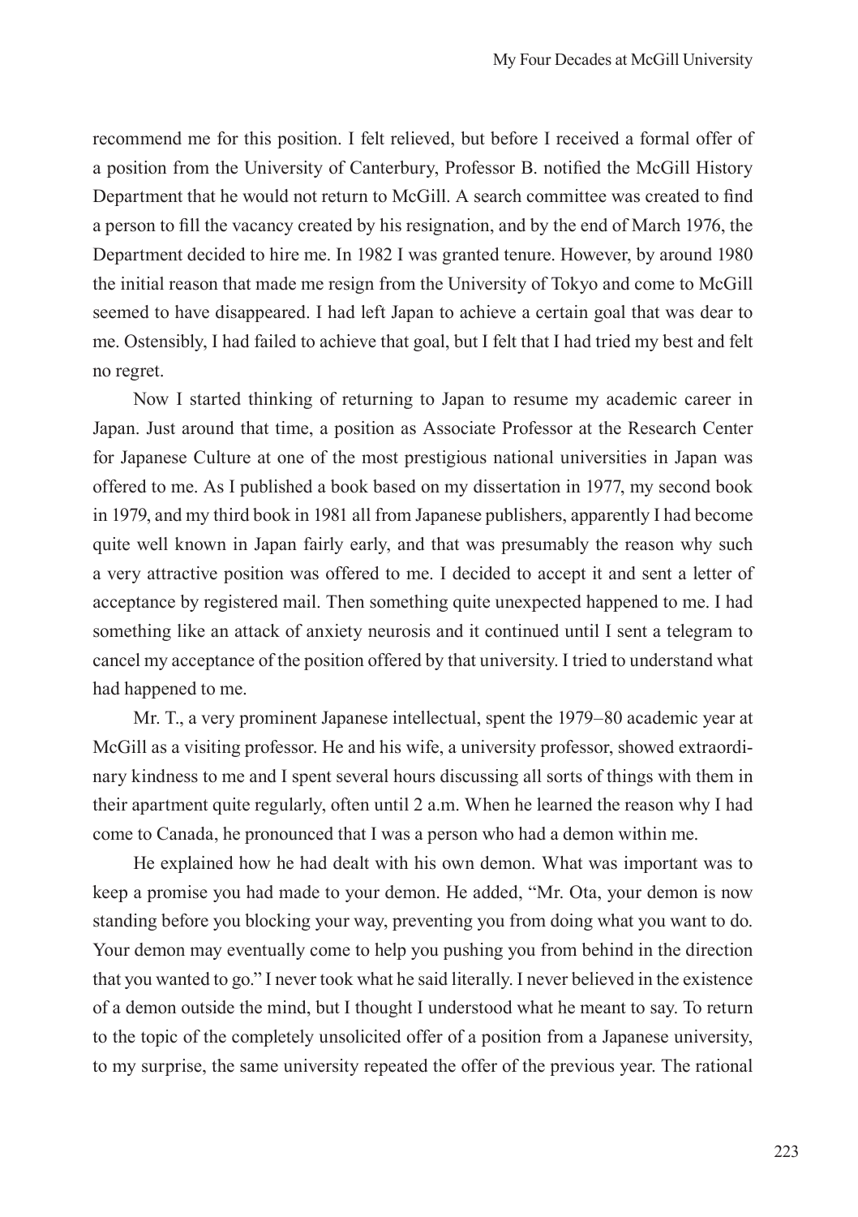recommend me for this position. I felt relieved, but before I received a formal offer of a position from the University of Canterbury, Professor B. notified the McGill History Department that he would not return to McGill. A search committee was created to find a person to fill the vacancy created by his resignation, and by the end of March 1976, the Department decided to hire me. In 1982 I was granted tenure. However, by around 1980 the initial reason that made me resign from the University of Tokyo and come to McGill seemed to have disappeared. I had left Japan to achieve a certain goal that was dear to me. Ostensibly, I had failed to achieve that goal, but I felt that I had tried my best and felt no regret.

Now I started thinking of returning to Japan to resume my academic career in Japan. Just around that time, a position as Associate Professor at the Research Center for Japanese Culture at one of the most prestigious national universities in Japan was offered to me. As I published a book based on my dissertation in 1977, my second book in 1979, and my third book in 1981 all from Japanese publishers, apparently I had become quite well known in Japan fairly early, and that was presumably the reason why such a very attractive position was offered to me. I decided to accept it and sent a letter of acceptance by registered mail. Then something quite unexpected happened to me. I had something like an attack of anxiety neurosis and it continued until I sent a telegram to cancel my acceptance of the position offered by that university. I tried to understand what had happened to me.

Mr. T., a very prominent Japanese intellectual, spent the 1979–80 academic year at McGill as a visiting professor. He and his wife, a university professor, showed extraordinary kindness to me and I spent several hours discussing all sorts of things with them in their apartment quite regularly, often until 2 a.m. When he learned the reason why I had come to Canada, he pronounced that I was a person who had a demon within me.

He explained how he had dealt with his own demon. What was important was to keep a promise you had made to your demon. He added, "Mr. Ota, your demon is now standing before you blocking your way, preventing you from doing what you want to do. Your demon may eventually come to help you pushing you from behind in the direction that you wanted to go." I never took what he said literally. I never believed in the existence of a demon outside the mind, but I thought I understood what he meant to say. To return to the topic of the completely unsolicited offer of a position from a Japanese university, to my surprise, the same university repeated the offer of the previous year. The rational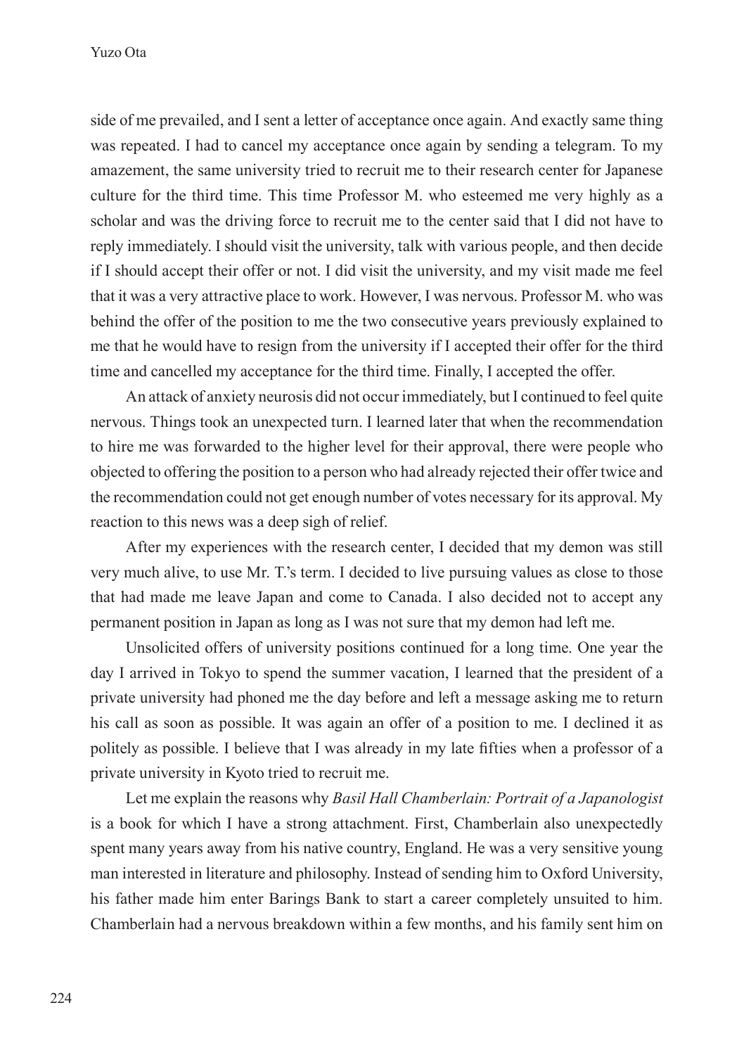side of me prevailed, and I sent a letter of acceptance once again. And exactly same thing was repeated. I had to cancel my acceptance once again by sending a telegram. To my amazement, the same university tried to recruit me to their research center for Japanese culture for the third time. This time Professor M. who esteemed me very highly as a scholar and was the driving force to recruit me to the center said that I did not have to reply immediately. I should visit the university, talk with various people, and then decide if I should accept their offer or not. I did visit the university, and my visit made me feel that it was a very attractive place to work. However, I was nervous. Professor M. who was behind the offer of the position to me the two consecutive years previously explained to me that he would have to resign from the university if I accepted their offer for the third time and cancelled my acceptance for the third time. Finally, I accepted the offer.

An attack of anxiety neurosis did not occur immediately, but I continued to feel quite nervous. Things took an unexpected turn. I learned later that when the recommendation to hire me was forwarded to the higher level for their approval, there were people who objected to offering the position to a person who had already rejected their offer twice and the recommendation could not get enough number of votes necessary for its approval. My reaction to this news was a deep sigh of relief.

After my experiences with the research center, I decided that my demon was still very much alive, to use Mr. T.'s term. I decided to live pursuing values as close to those that had made me leave Japan and come to Canada. I also decided not to accept any permanent position in Japan as long as I was not sure that my demon had left me.

Unsolicited offers of university positions continued for a long time. One year the day I arrived in Tokyo to spend the summer vacation, I learned that the president of a private university had phoned me the day before and left a message asking me to return his call as soon as possible. It was again an offer of a position to me. I declined it as politely as possible. I believe that I was already in my late fifties when a professor of a private university in Kyoto tried to recruit me.

Let me explain the reasons why *Basil Hall Chamberlain: Portrait of a Japanologist* is a book for which I have a strong attachment. First, Chamberlain also unexpectedly spent many years away from his native country, England. He was a very sensitive young man interested in literature and philosophy. Instead of sending him to Oxford University, his father made him enter Barings Bank to start a career completely unsuited to him. Chamberlain had a nervous breakdown within a few months, and his family sent him on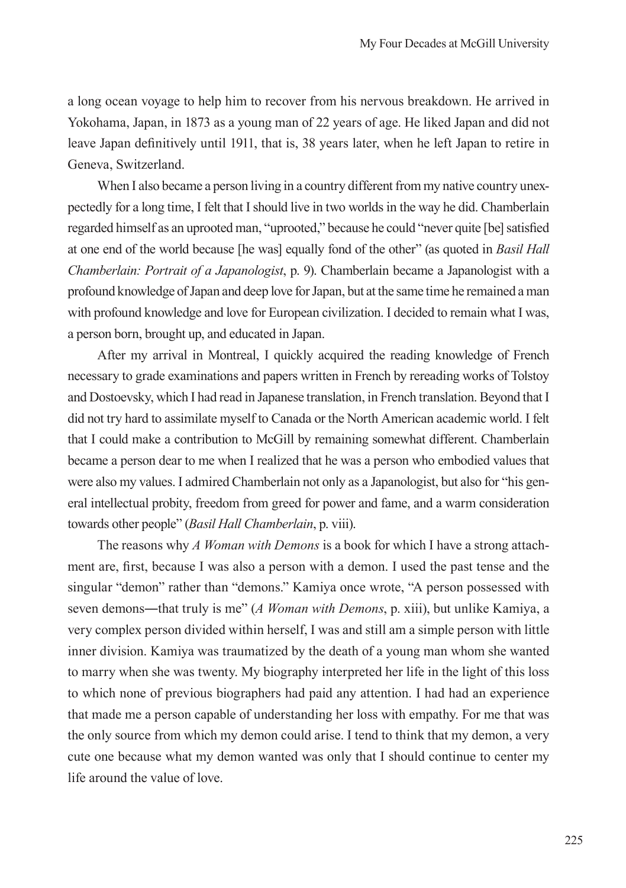a long ocean voyage to help him to recover from his nervous breakdown. He arrived in Yokohama, Japan, in 1873 as a young man of 22 years of age. He liked Japan and did not leave Japan definitively until 1911, that is, 38 years later, when he left Japan to retire in Geneva, Switzerland.

When I also became a person living in a country different from my native country unexpectedly for a long time, I felt that I should live in two worlds in the way he did. Chamberlain regarded himself as an uprooted man, "uprooted," because he could "never quite [be] satisfied at one end of the world because [he was] equally fond of the other" (as quoted in *Basil Hall Chamberlain: Portrait of a Japanologist*, p. 9). Chamberlain became a Japanologist with a profound knowledge of Japan and deep love for Japan, but at the same time he remained a man with profound knowledge and love for European civilization. I decided to remain what I was, a person born, brought up, and educated in Japan.

After my arrival in Montreal, I quickly acquired the reading knowledge of French necessary to grade examinations and papers written in French by rereading works of Tolstoy and Dostoevsky, which I had read in Japanese translation, in French translation. Beyond that I did not try hard to assimilate myself to Canada or the North American academic world. I felt that I could make a contribution to McGill by remaining somewhat different. Chamberlain became a person dear to me when I realized that he was a person who embodied values that were also my values. I admired Chamberlain not only as a Japanologist, but also for "his general intellectual probity, freedom from greed for power and fame, and a warm consideration towards other people" (*Basil Hall Chamberlain*, p. viii).

The reasons why *A Woman with Demons* is a book for which I have a strong attachment are, first, because I was also a person with a demon. I used the past tense and the singular "demon" rather than "demons." Kamiya once wrote, "A person possessed with seven demons―that truly is me" (*A Woman with Demons*, p. xiii), but unlike Kamiya, a very complex person divided within herself, I was and still am a simple person with little inner division. Kamiya was traumatized by the death of a young man whom she wanted to marry when she was twenty. My biography interpreted her life in the light of this loss to which none of previous biographers had paid any attention. I had had an experience that made me a person capable of understanding her loss with empathy. For me that was the only source from which my demon could arise. I tend to think that my demon, a very cute one because what my demon wanted was only that I should continue to center my life around the value of love.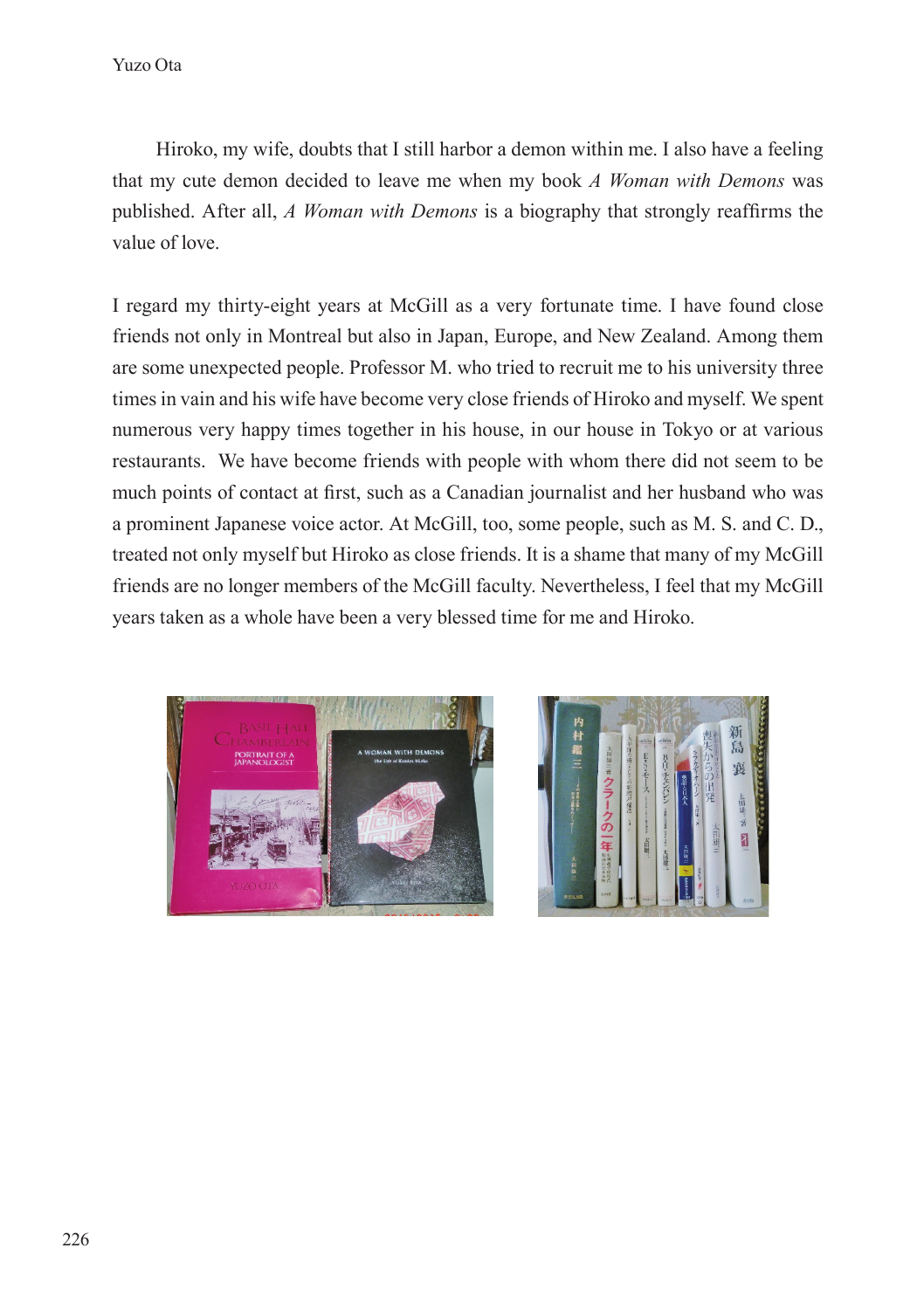Hiroko, my wife, doubts that I still harbor a demon within me. I also have a feeling that my cute demon decided to leave me when my book *A Woman with Demons* was published. After all, *A Woman with Demons* is a biography that strongly reaffirms the value of love.

I regard my thirty-eight years at McGill as a very fortunate time. I have found close friends not only in Montreal but also in Japan, Europe, and New Zealand. Among them are some unexpected people. Professor M. who tried to recruit me to his university three times in vain and his wife have become very close friends of Hiroko and myself. We spent numerous very happy times together in his house, in our house in Tokyo or at various restaurants. We have become friends with people with whom there did not seem to be much points of contact at first, such as a Canadian journalist and her husband who was a prominent Japanese voice actor. At McGill, too, some people, such as M. S. and C. D., treated not only myself but Hiroko as close friends. It is a shame that many of my McGill friends are no longer members of the McGill faculty. Nevertheless, I feel that my McGill years taken as a whole have been a very blessed time for me and Hiroko.